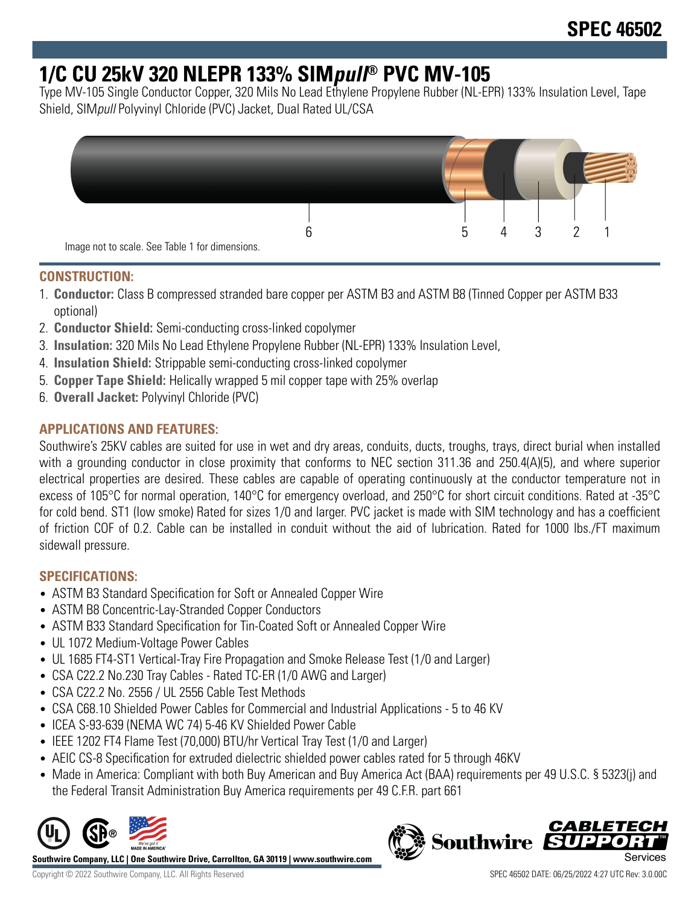SPEC 46502

# 1/C CU 25kV 320 NLEPR 133% SIM*pull*® PVC MV-105

Type MV-105 Single Conductor Copper, 320 Mils No Lead Ethylene Propylene Rubber (NL-EPR) 133% Insulation Level, Tape Shield, SIM*pull* Polyvinyl Chloride (PVC) Jacket, Dual Rated UL/CSA

Image not to scale. See Table 1 for dimensions.

## CONSTRUCTION:

1. **Conductor:** Class B compressed stranded bare copper per ASTM B3 and ASTM B8 (Tinned Copper per ASTM B33 optional)
2. **Conductor Shield:** Semi-conducting cross-linked copolymer
3. **Insulation:** 320 Mils No Lead Ethylene Propylene Rubber (NL-EPR) 133% Insulation Level,
4. **Insulation Shield:** Strippable semi-conducting cross-linked copolymer
5. **Copper Tape Shield:** Helically wrapped 5 mil copper tape with 25% overlap
6. **Overall Jacket:** Polyvinyl Chloride (PVC)

## APPLICATIONS AND FEATURES:

Southwire's 25KV cables are suited for use in wet and dry areas, conduits, ducts, troughs, trays, direct burial when installed with a grounding conductor in close proximity that conforms to NEC section 311.36 and 250.4(A)(5), and where superior electrical properties are desired. These cables are capable of operating continuously at the conductor temperature not in excess of 105°C for normal operation, 140°C for emergency overload, and 250°C for short circuit conditions. Rated at -35°C for cold bend. ST1 (low smoke) Rated for sizes 1/0 and larger. PVC jacket is made with SIM technology and has a coefficient of friction COF of 0.2. Cable can be installed in conduit without the aid of lubrication. Rated for 1000 lbs./FT maximum sidewall pressure.

## SPECIFICATIONS:

- ASTM B3 Standard Specification for Soft or Annealed Copper Wire
- ASTM B8 Concentric-Lay-Stranded Copper Conductors
- ASTM B33 Standard Specification for Tin-Coated Soft or Annealed Copper Wire
- UL 1072 Medium-Voltage Power Cables
- UL 1685 FT4-ST1 Vertical-Tray Fire Propagation and Smoke Release Test (1/0 and Larger)
- CSA C22.2 No.230 Tray Cables - Rated TC-ER (1/0 AWG and Larger)
- CSA C22.2 No. 2556 / UL 2556 Cable Test Methods
- CSA C68.10 Shielded Power Cables for Commercial and Industrial Applications - 5 to 46 KV
- ICEA S-93-639 (NEMA WC 74) 5-46 KV Shielded Power Cable
- IEEE 1202 FT4 Flame Test (70,000) BTU/hr Vertical Tray Test (1/0 and Larger)
- AEIC CS-8 Specification for extruded dielectric shielded power cables rated for 5 through 46KV
- Made in America: Compliant with both Buy American and Buy America Act (BAA) requirements per 49 U.S.C. § 5323(j) and the Federal Transit Administration Buy America requirements per 49 C.F.R. part 661

**Southwire Company, LLC | One Southwire Drive, Carrollton, GA 30119 | www.southwire.com**

Copyright © 2022 Southwire Company, LLC. All Rights Reserved

SPEC 46502 DATE: 06/25/2022 4:27 UTC Rev: 3.0.00C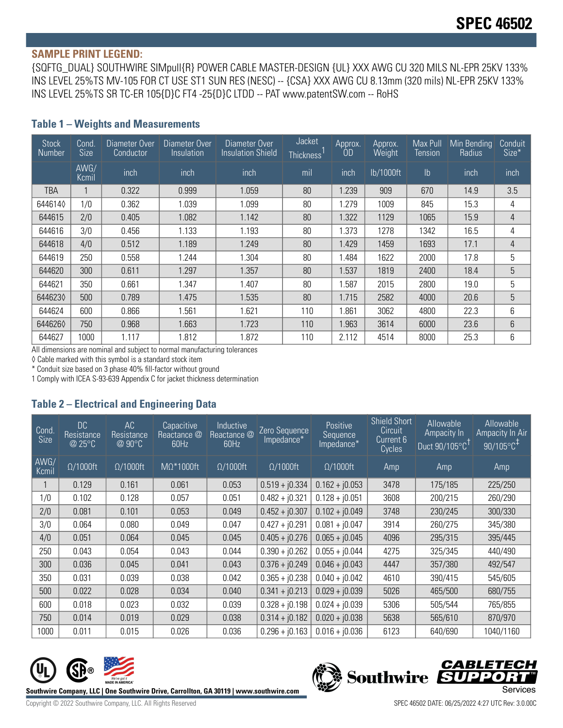# SPEC 46502

**SAMPLE PRINT LEGEND:**

{SQFTG_DUAL} SOUTHWIRE SIMpull{R} POWER CABLE MASTER-DESIGN {UL} XXX AWG CU 320 MILS NL-EPR 25KV 133% INS LEVEL 25%TS MV-105 FOR CT USE ST1 SUN RES (NESC) -- {CSA} XXX AWG CU 8.13mm (320 mils) NL-EPR 25KV 133% INS LEVEL 25%TS SR TC-ER 105{D}C FT4 -25{D}C LTDD -- PAT www.patentSW.com -- RoHS

## Table 1 – Weights and Measurements

| Stock Number | Cond. Size | Diameter Over Conductor | Diameter Over Insulation | Diameter Over Insulation Shield | Jacket Thickness[1] | Approx. OD | Approx. Weight | Max Pull Tension | Min Bending Radius | Conduit Size* |
|---|---|---|---|---|---|---|---|---|---|---|
| | AWG/ Kcmil | inch | inch | inch | mil | inch | lb/1000ft | lb | inch | inch |
| TBA | 1 | 0.322 | 0.999 | 1.059 | 80 | 1.239 | 909 | 670 | 14.9 | 3.5 |
| 644614◊ | 1/0 | 0.362 | 1.039 | 1.099 | 80 | 1.279 | 1009 | 845 | 15.3 | 4 |
| 644615 | 2/0 | 0.405 | 1.082 | 1.142 | 80 | 1.322 | 1129 | 1065 | 15.9 | 4 |
| 644616 | 3/0 | 0.456 | 1.133 | 1.193 | 80 | 1.373 | 1278 | 1342 | 16.5 | 4 |
| 644618 | 4/0 | 0.512 | 1.189 | 1.249 | 80 | 1.429 | 1459 | 1693 | 17.1 | 4 |
| 644619 | 250 | 0.558 | 1.244 | 1.304 | 80 | 1.484 | 1622 | 2000 | 17.8 | 5 |
| 644620 | 300 | 0.611 | 1.297 | 1.357 | 80 | 1.537 | 1819 | 2400 | 18.4 | 5 |
| 644621 | 350 | 0.661 | 1.347 | 1.407 | 80 | 1.587 | 2015 | 2800 | 19.0 | 5 |
| 644623◊ | 500 | 0.789 | 1.475 | 1.535 | 80 | 1.715 | 2582 | 4000 | 20.6 | 5 |
| 644624 | 600 | 0.866 | 1.561 | 1.621 | 110 | 1.861 | 3062 | 4800 | 22.3 | 6 |
| 644626◊ | 750 | 0.968 | 1.663 | 1.723 | 110 | 1.963 | 3614 | 6000 | 23.6 | 6 |
| 644627 | 1000 | 1.117 | 1.812 | 1.872 | 110 | 2.112 | 4514 | 8000 | 25.3 | 6 |

All dimensions are nominal and subject to normal manufacturing tolerances

◊ Cable marked with this symbol is a standard stock item

* Conduit size based on 3 phase 40% fill-factor without ground

1 Comply with ICEA S-93-639 Appendix C for jacket thickness determination

## Table 2 – Electrical and Engineering Data

| Cond. Size | DC Resistance @ 25°C | AC Resistance @ 90°C | Capacitive Reactance @ 60Hz | Inductive Reactance @ 60Hz | Zero Sequence Impedance* | Positive Sequence Impedance* | Shield Short Circuit Current 6 Cycles | Allowable Ampacity In Duct 90/105°C† | Allowable Ampacity In Air 90/105°C‡ |
|---|---|---|---|---|---|---|---|---|---|
| AWG/ Kcmil | Ω/1000ft | Ω/1000ft | MΩ*1000ft | Ω/1000ft | Ω/1000ft | Ω/1000ft | Amp | Amp | Amp |
| 1 | 0.129 | 0.161 | 0.061 | 0.053 | 0.519 + j0.334 | 0.162 + j0.053 | 3478 | 175/185 | 225/250 |
| 1/0 | 0.102 | 0.128 | 0.057 | 0.051 | 0.482 + j0.321 | 0.128 + j0.051 | 3608 | 200/215 | 260/290 |
| 2/0 | 0.081 | 0.101 | 0.053 | 0.049 | 0.452 + j0.307 | 0.102 + j0.049 | 3748 | 230/245 | 300/330 |
| 3/0 | 0.064 | 0.080 | 0.049 | 0.047 | 0.427 + j0.291 | 0.081 + j0.047 | 3914 | 260/275 | 345/380 |
| 4/0 | 0.051 | 0.064 | 0.045 | 0.045 | 0.405 + j0.276 | 0.065 + j0.045 | 4096 | 295/315 | 395/445 |
| 250 | 0.043 | 0.054 | 0.043 | 0.044 | 0.390 + j0.262 | 0.055 + j0.044 | 4275 | 325/345 | 440/490 |
| 300 | 0.036 | 0.045 | 0.041 | 0.043 | 0.376 + j0.249 | 0.046 + j0.043 | 4447 | 357/380 | 492/547 |
| 350 | 0.031 | 0.039 | 0.038 | 0.042 | 0.365 + j0.238 | 0.040 + j0.042 | 4610 | 390/415 | 545/605 |
| 500 | 0.022 | 0.028 | 0.034 | 0.040 | 0.341 + j0.213 | 0.029 + j0.039 | 5026 | 465/500 | 680/755 |
| 600 | 0.018 | 0.023 | 0.032 | 0.039 | 0.328 + j0.198 | 0.024 + j0.039 | 5306 | 505/544 | 765/855 |
| 750 | 0.014 | 0.019 | 0.029 | 0.038 | 0.314 + j0.182 | 0.020 + j0.038 | 5638 | 565/610 | 870/970 |
| 1000 | 0.011 | 0.015 | 0.026 | 0.036 | 0.296 + j0.163 | 0.016 + j0.036 | 6123 | 640/690 | 1040/1160 |

Southwire Company, LLC | One Southwire Drive, Carrollton, GA 30119 | www.southwire.com

Copyright © 2022 Southwire Company, LLC. All Rights Reserved

SPEC 46502 DATE: 06/25/2022 4:27 UTC Rev: 3.0.00C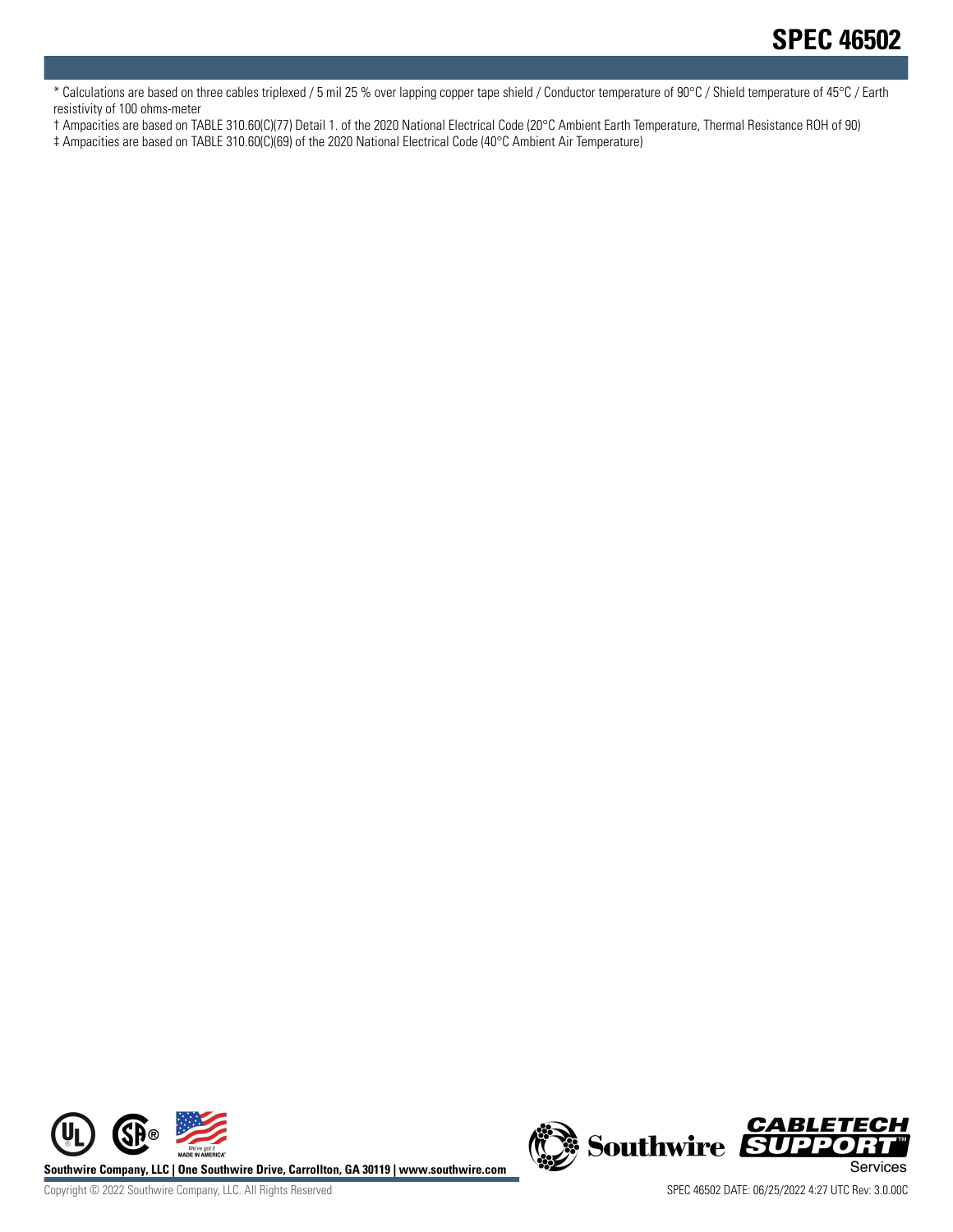\* Calculations are based on three cables triplexed / 5 mil 25 % over lapping copper tape shield / Conductor temperature of 90°C / Shield temperature of 45°C / Earth resistivity of 100 ohms-meter

† Ampacities are based on TABLE 310.60(C)(77) Detail 1. of the 2020 National Electrical Code (20°C Ambient Earth Temperature, Thermal Resistance ROH of 90)

‡ Ampacities are based on TABLE 310.60(C)(69) of the 2020 National Electrical Code (40°C Ambient Air Temperature)